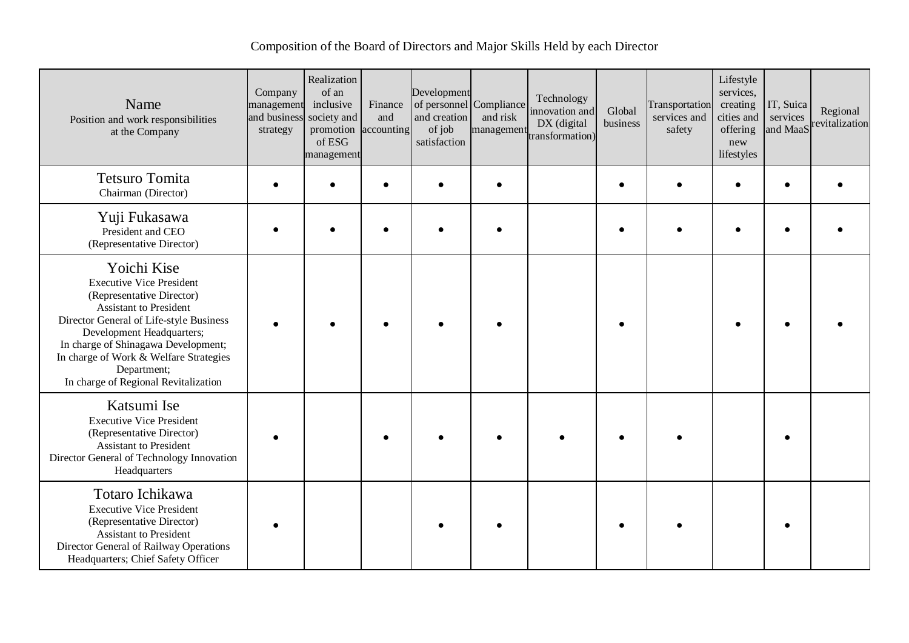Composition of the Board of Directors and Major Skills Held by each Director

| Name<br>Position and work responsibilities at the Company | Company management and business strategy | Realization of an inclusive society and promotion of ESG management | Finance and accounting | Development of personnel and creation of job satisfaction | Compliance and risk management | Technology innovation and DX (digital transformation) | Global business | Transportation services and safety | Lifestyle services, creating cities and offering new lifestyles | IT, Suica services and MaaS | Regional revitalization |
|---|---|---|---|---|---|---|---|---|---|---|---|
| Tetsuro Tomita<br>Chairman (Director) | ● | ● | ● | ● | ● | | ● | ● | ● | ● | ● |
| Yuji Fukasawa<br>President and CEO<br>(Representative Director) | ● | ● | ● | ● | ● | | ● | ● | ● | ● | ● |
| Yoichi Kise<br>Executive Vice President<br>(Representative Director)<br>Assistant to President<br>Director General of Life-style Business Development Headquarters;<br>In charge of Shinagawa Development;<br>In charge of Work & Welfare Strategies Department;<br>In charge of Regional Revitalization | ● | ● | ● | ● | ● | | ● | | ● | ● | ● |
| Katsumi Ise<br>Executive Vice President<br>(Representative Director)<br>Assistant to President<br>Director General of Technology Innovation Headquarters | ● | | ● | ● | ● | ● | ● | ● | | ● | |
| Totaro Ichikawa<br>Executive Vice President<br>(Representative Director)<br>Assistant to President<br>Director General of Railway Operations Headquarters; Chief Safety Officer | ● | | | ● | ● | | ● | ● | | ● | |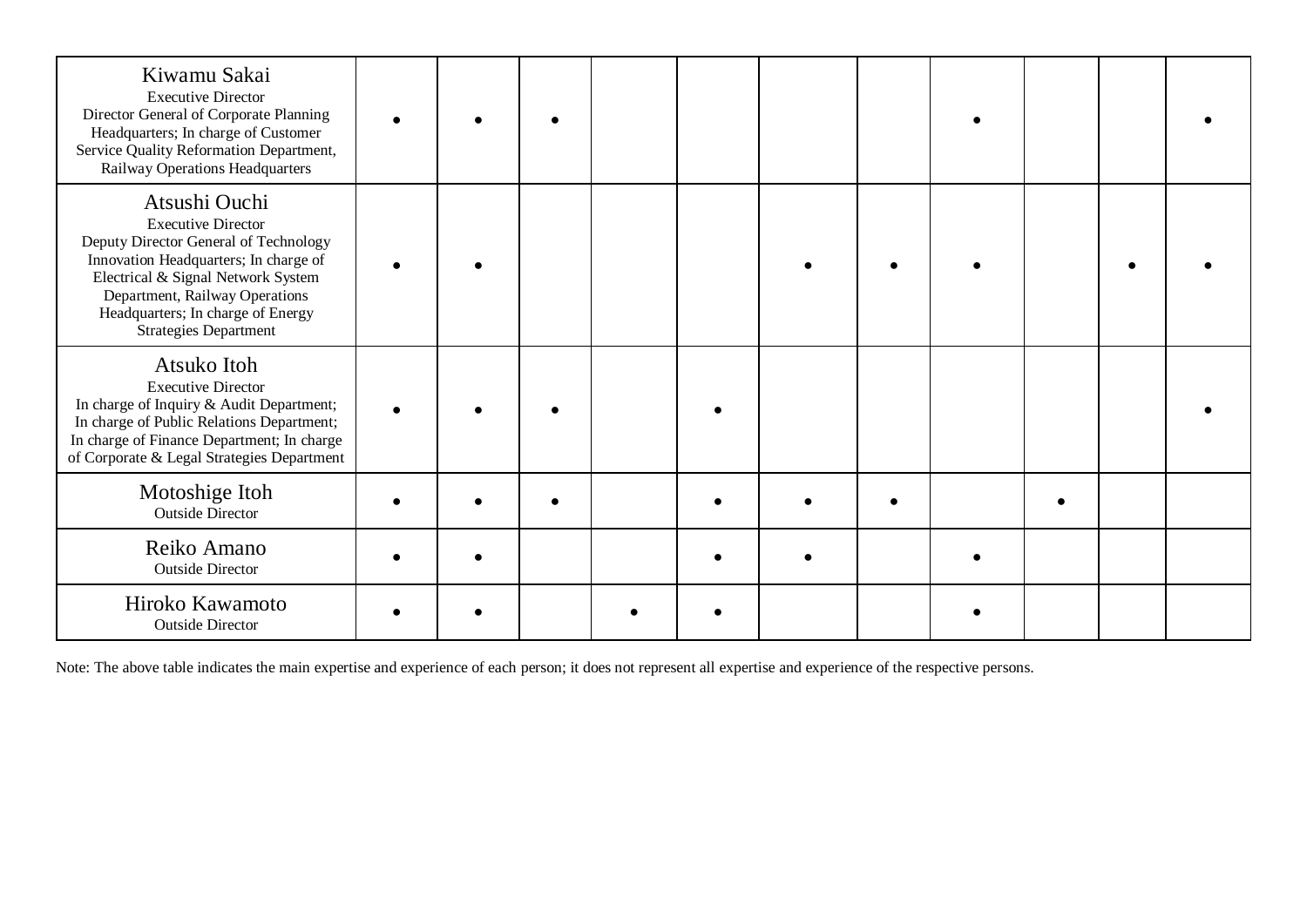| | | | | | | | | | | | |
|---|---|---|---|---|---|---|---|---|---|---|---|
| Kiwamu Sakai<br>Executive Director<br>Director General of Corporate Planning Headquarters; In charge of Customer Service Quality Reformation Department, Railway Operations Headquarters | ● | ● | ● | | | | | ● | | | ● |
| Atsushi Ouchi<br>Executive Director<br>Deputy Director General of Technology Innovation Headquarters; In charge of Electrical & Signal Network System Department, Railway Operations Headquarters; In charge of Energy Strategies Department | ● | ● | | | | ● | ● | ● | | ● | ● |
| Atsuko Itoh<br>Executive Director<br>In charge of Inquiry & Audit Department; In charge of Public Relations Department; In charge of Finance Department; In charge of Corporate & Legal Strategies Department | ● | ● | ● | | ● | | | | | | ● |
| Motoshige Itoh<br>Outside Director | ● | ● | ● | | ● | ● | ● | | ● | | |
| Reiko Amano<br>Outside Director | ● | ● | | | ● | ● | | ● | | | |
| Hiroko Kawamoto<br>Outside Director | ● | ● | | ● | ● | | | ● | | | |

Note: The above table indicates the main expertise and experience of each person; it does not represent all expertise and experience of the respective persons.